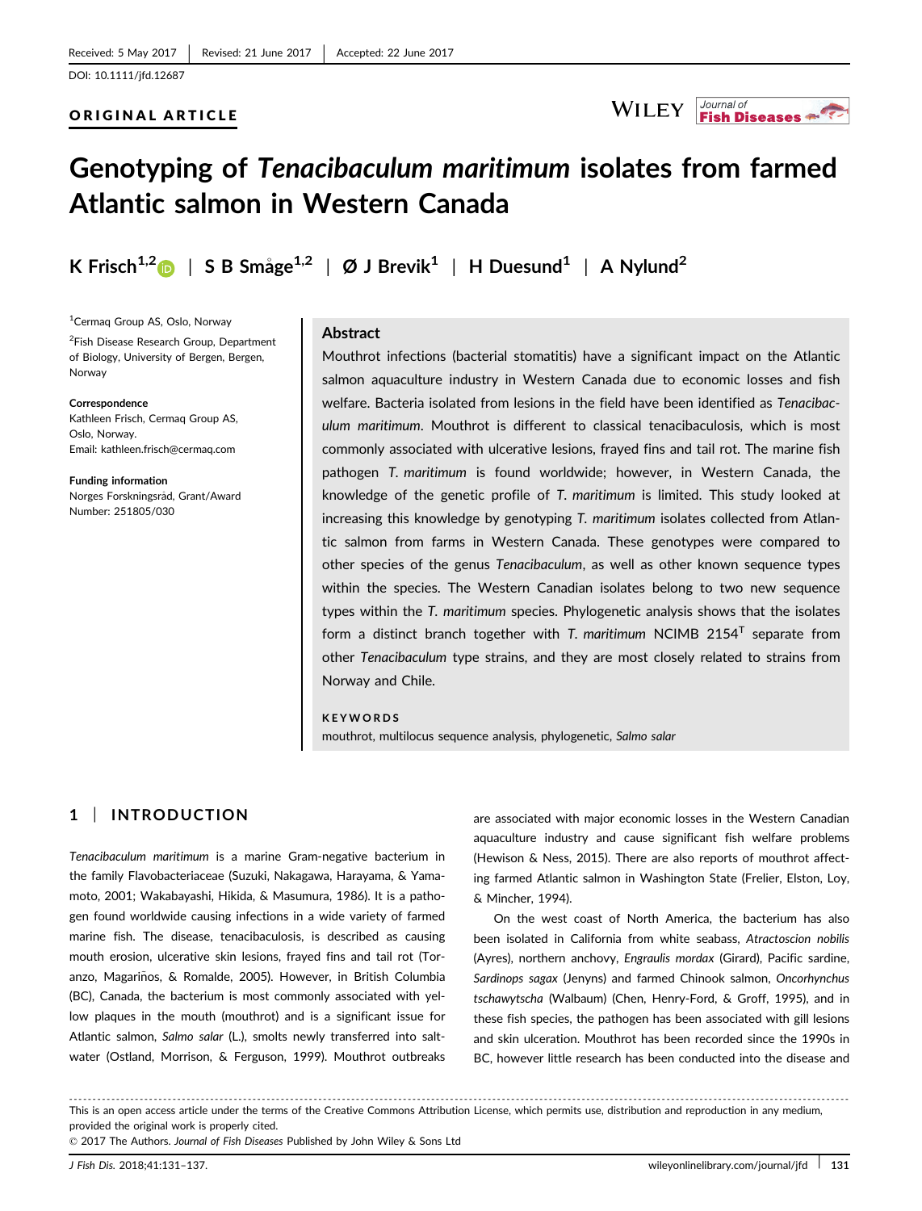Received: 5 May 2017 | Revised: 21 June 2017 | Accepted: 22 June 2017

DOI: 10.1111/jfd.12687

ORIGINAL ARTICLE

# Genotyping of *Tenacibaculum maritimum* isolates from farmed Atlantic salmon in Western Canada

K Frisch[1,2] | S B Småge[1,2] | Ø J Brevik[1] | H Duesund[1] | A Nylund[2]

[1]Cermaq Group AS, Oslo, Norway

[2]Fish Disease Research Group, Department of Biology, University of Bergen, Bergen, Norway

**Correspondence**
Kathleen Frisch, Cermaq Group AS, Oslo, Norway.
Email: kathleen.frisch@cermaq.com

**Funding information**
Norges Forskningsråd, Grant/Award Number: 251805/030

## Abstract

Mouthrot infections (bacterial stomatitis) have a significant impact on the Atlantic salmon aquaculture industry in Western Canada due to economic losses and fish welfare. Bacteria isolated from lesions in the field have been identified as *Tenacibaculum maritimum*. Mouthrot is different to classical tenacibaculosis, which is most commonly associated with ulcerative lesions, frayed fins and tail rot. The marine fish pathogen *T. maritimum* is found worldwide; however, in Western Canada, the knowledge of the genetic profile of *T. maritimum* is limited. This study looked at increasing this knowledge by genotyping *T. maritimum* isolates collected from Atlantic salmon from farms in Western Canada. These genotypes were compared to other species of the genus *Tenacibaculum*, as well as other known sequence types within the species. The Western Canadian isolates belong to two new sequence types within the *T. maritimum* species. Phylogenetic analysis shows that the isolates form a distinct branch together with *T. maritimum* NCIMB 2154$^T$ separate from other *Tenacibaculum* type strains, and they are most closely related to strains from Norway and Chile.

**KEYWORDS**

mouthrot, multilocus sequence analysis, phylogenetic, *Salmo salar*

## 1 | INTRODUCTION

*Tenacibaculum maritimum* is a marine Gram-negative bacterium in the family Flavobacteriaceae (Suzuki, Nakagawa, Harayama, & Yamamoto, 2001; Wakabayashi, Hikida, & Masumura, 1986). It is a pathogen found worldwide causing infections in a wide variety of farmed marine fish. The disease, tenacibaculosis, is described as causing mouth erosion, ulcerative skin lesions, frayed fins and tail rot (Toranzo, Magariños, & Romalde, 2005). However, in British Columbia (BC), Canada, the bacterium is most commonly associated with yellow plaques in the mouth (mouthrot) and is a significant issue for Atlantic salmon, *Salmo salar* (L.), smolts newly transferred into saltwater (Ostland, Morrison, & Ferguson, 1999). Mouthrot outbreaks are associated with major economic losses in the Western Canadian aquaculture industry and cause significant fish welfare problems (Hewison & Ness, 2015). There are also reports of mouthrot affecting farmed Atlantic salmon in Washington State (Frelier, Elston, Loy, & Mincher, 1994).

On the west coast of North America, the bacterium has also been isolated in California from white seabass, *Atractoscion nobilis* (Ayres), northern anchovy, *Engraulis mordax* (Girard), Pacific sardine, *Sardinops sagax* (Jenyns) and farmed Chinook salmon, *Oncorhynchus tschawytscha* (Walbaum) (Chen, Henry-Ford, & Groff, 1995), and in these fish species, the pathogen has been associated with gill lesions and skin ulceration. Mouthrot has been recorded since the 1990s in BC, however little research has been conducted into the disease and

This is an open access article under the terms of the Creative Commons Attribution License, which permits use, distribution and reproduction in any medium, provided the original work is properly cited.
© 2017 The Authors. *Journal of Fish Diseases* Published by John Wiley & Sons Ltd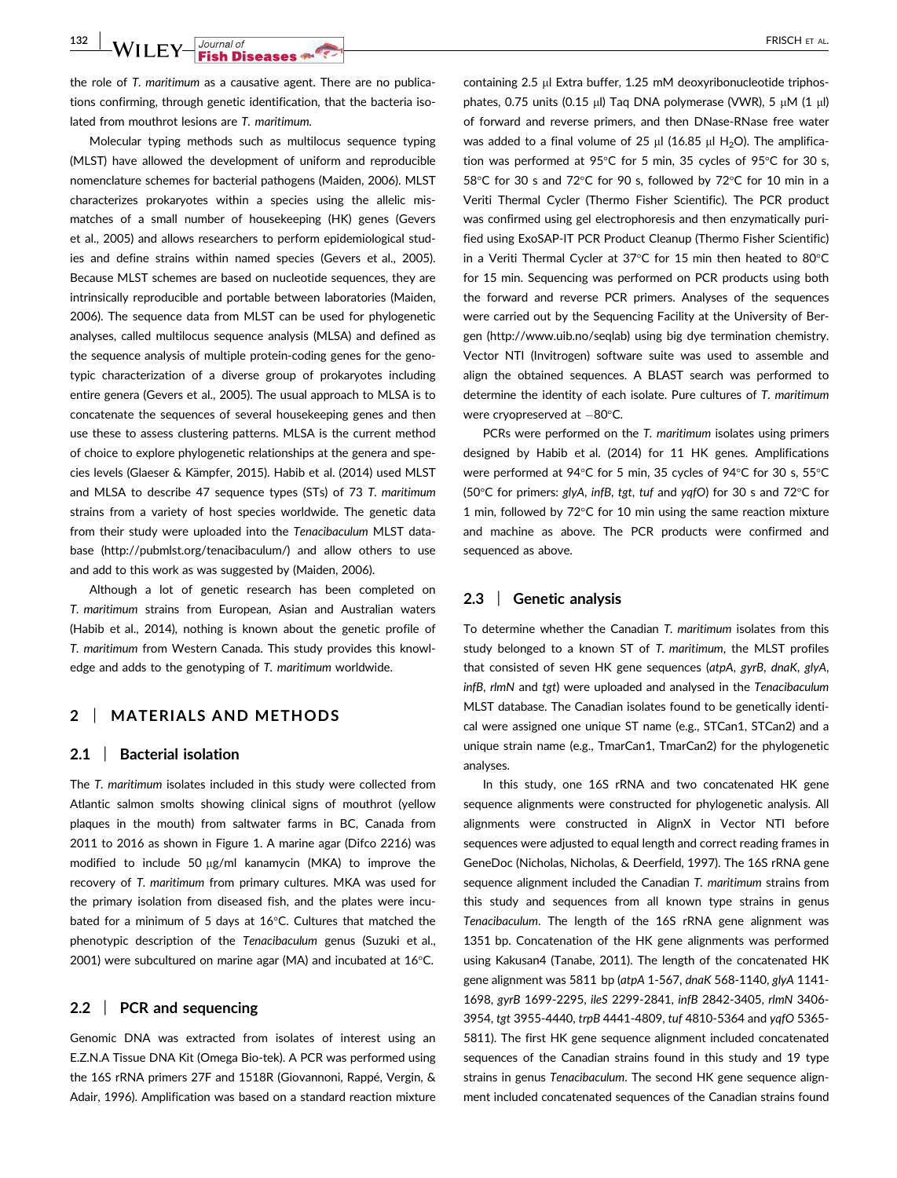the role of *T. maritimum* as a causative agent. There are no publications confirming, through genetic identification, that the bacteria isolated from mouthrot lesions are *T. maritimum*.

Molecular typing methods such as multilocus sequence typing (MLST) have allowed the development of uniform and reproducible nomenclature schemes for bacterial pathogens (Maiden, 2006). MLST characterizes prokaryotes within a species using the allelic mismatches of a small number of housekeeping (HK) genes (Gevers et al., 2005) and allows researchers to perform epidemiological studies and define strains within named species (Gevers et al., 2005). Because MLST schemes are based on nucleotide sequences, they are intrinsically reproducible and portable between laboratories (Maiden, 2006). The sequence data from MLST can be used for phylogenetic analyses, called multilocus sequence analysis (MLSA) and defined as the sequence analysis of multiple protein-coding genes for the genotypic characterization of a diverse group of prokaryotes including entire genera (Gevers et al., 2005). The usual approach to MLSA is to concatenate the sequences of several housekeeping genes and then use these to assess clustering patterns. MLSA is the current method of choice to explore phylogenetic relationships at the genera and species levels (Glaeser & Kämpfer, 2015). Habib et al. (2014) used MLST and MLSA to describe 47 sequence types (STs) of 73 *T. maritimum* strains from a variety of host species worldwide. The genetic data from their study were uploaded into the *Tenacibaculum* MLST database (http://pubmlst.org/tenacibaculum/) and allow others to use and add to this work as was suggested by (Maiden, 2006).

Although a lot of genetic research has been completed on *T. maritimum* strains from European, Asian and Australian waters (Habib et al., 2014), nothing is known about the genetic profile of *T. maritimum* from Western Canada. This study provides this knowledge and adds to the genotyping of *T. maritimum* worldwide.

## 2 | MATERIALS AND METHODS

### 2.1 | Bacterial isolation

The *T. maritimum* isolates included in this study were collected from Atlantic salmon smolts showing clinical signs of mouthrot (yellow plaques in the mouth) from saltwater farms in BC, Canada from 2011 to 2016 as shown in Figure 1. A marine agar (Difco 2216) was modified to include 50 μg/ml kanamycin (MKA) to improve the recovery of *T. maritimum* from primary cultures. MKA was used for the primary isolation from diseased fish, and the plates were incubated for a minimum of 5 days at 16°C. Cultures that matched the phenotypic description of the *Tenacibaculum* genus (Suzuki et al., 2001) were subcultured on marine agar (MA) and incubated at 16°C.

### 2.2 | PCR and sequencing

Genomic DNA was extracted from isolates of interest using an E.Z.N.A Tissue DNA Kit (Omega Bio-tek). A PCR was performed using the 16S rRNA primers 27F and 1518R (Giovannoni, Rappé, Vergin, & Adair, 1996). Amplification was based on a standard reaction mixture containing 2.5 μl Extra buffer, 1.25 mM deoxyribonucleotide triphosphates, 0.75 units (0.15 μl) Taq DNA polymerase (VWR), 5 μM (1 μl) of forward and reverse primers, and then DNase-RNase free water was added to a final volume of 25 μl (16.85 μl $H_2O$). The amplification was performed at 95°C for 5 min, 35 cycles of 95°C for 30 s, 58°C for 30 s and 72°C for 90 s, followed by 72°C for 10 min in a Veriti Thermal Cycler (Thermo Fisher Scientific). The PCR product was confirmed using gel electrophoresis and then enzymatically purified using ExoSAP-IT PCR Product Cleanup (Thermo Fisher Scientific) in a Veriti Thermal Cycler at 37°C for 15 min then heated to 80°C for 15 min. Sequencing was performed on PCR products using both the forward and reverse PCR primers. Analyses of the sequences were carried out by the Sequencing Facility at the University of Bergen (http://www.uib.no/seqlab) using big dye termination chemistry. Vector NTI (Invitrogen) software suite was used to assemble and align the obtained sequences. A BLAST search was performed to determine the identity of each isolate. Pure cultures of *T. maritimum* were cryopreserved at −80°C.

PCRs were performed on the *T. maritimum* isolates using primers designed by Habib et al. (2014) for 11 HK genes. Amplifications were performed at 94°C for 5 min, 35 cycles of 94°C for 30 s, 55°C (50°C for primers: *glyA*, *infB*, *tgt*, *tuf* and *yqfO*) for 30 s and 72°C for 1 min, followed by 72°C for 10 min using the same reaction mixture and machine as above. The PCR products were confirmed and sequenced as above.

### 2.3 | Genetic analysis

To determine whether the Canadian *T. maritimum* isolates from this study belonged to a known ST of *T. maritimum*, the MLST profiles that consisted of seven HK gene sequences (*atpA*, *gyrB*, *dnaK*, *glyA*, *infB*, *rlmN* and *tgt*) were uploaded and analysed in the *Tenacibaculum* MLST database. The Canadian isolates found to be genetically identical were assigned one unique ST name (e.g., STCan1, STCan2) and a unique strain name (e.g., TmarCan1, TmarCan2) for the phylogenetic analyses.

In this study, one 16S rRNA and two concatenated HK gene sequence alignments were constructed for phylogenetic analysis. All alignments were constructed in AlignX in Vector NTI before sequences were adjusted to equal length and correct reading frames in GeneDoc (Nicholas, Nicholas, & Deerfield, 1997). The 16S rRNA gene sequence alignment included the Canadian *T. maritimum* strains from this study and sequences from all known type strains in genus *Tenacibaculum*. The length of the 16S rRNA gene alignment was 1351 bp. Concatenation of the HK gene alignments was performed using Kakusan4 (Tanabe, 2011). The length of the concatenated HK gene alignment was 5811 bp (*atpA* 1-567, *dnaK* 568-1140, *glyA* 1141-1698, *gyrB* 1699-2295, *ileS* 2299-2841, *infB* 2842-3405, *rlmN* 3406-3954, *tgt* 3955-4440, *trpB* 4441-4809, *tuf* 4810-5364 and *yqfO* 5365-5811). The first HK gene sequence alignment included concatenated sequences of the Canadian strains found in this study and 19 type strains in genus *Tenacibaculum*. The second HK gene sequence alignment included concatenated sequences of the Canadian strains found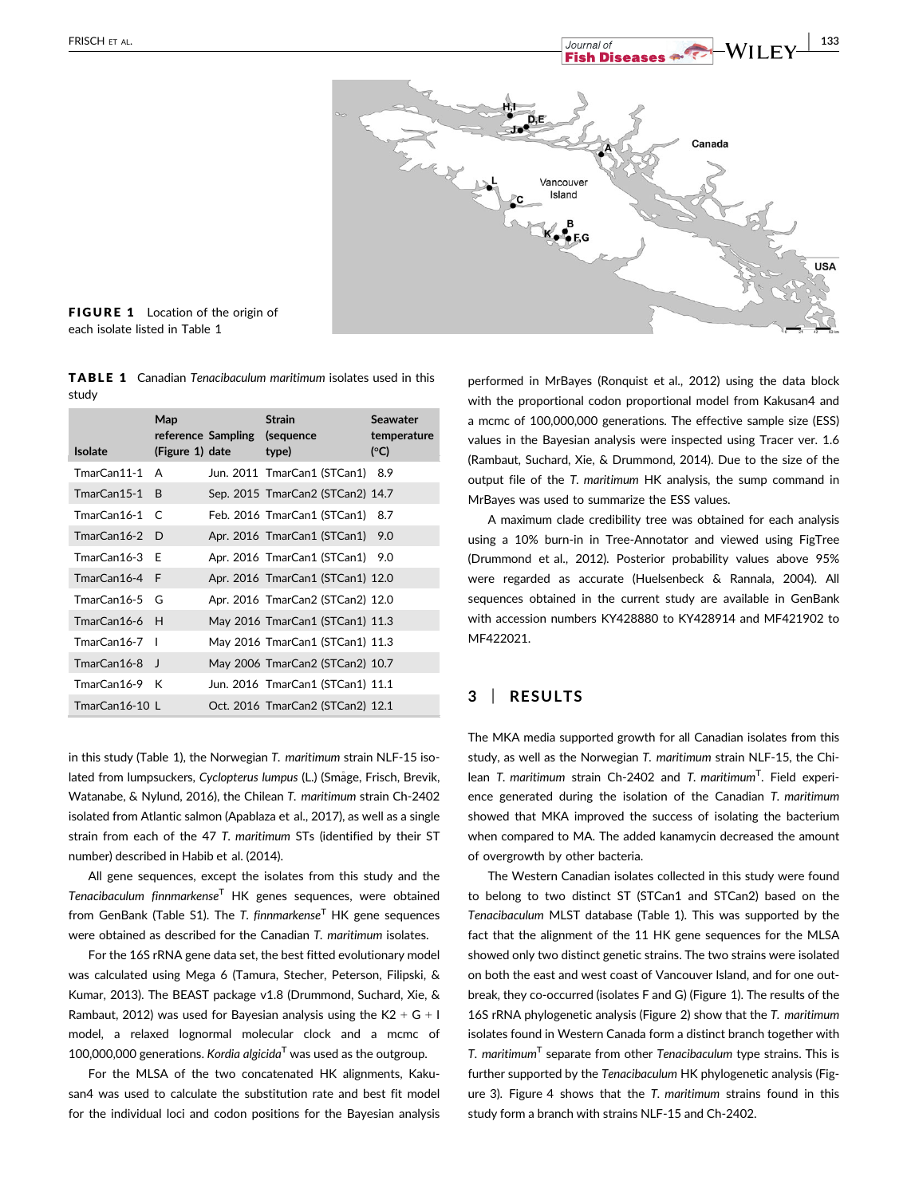FIGURE 1 Location of the origin of each isolate listed in Table 1

**TABLE 1** Canadian *Tenacibaculum maritimum* isolates used in this study

| Isolate | Map reference (Figure 1) | Sampling date | Strain (sequence type) | Seawater temperature (°C) |
|---|---|---|---|---|
| TmarCan11-1 | A | Jun. 2011 | TmarCan1 (STCan1) | 8.9 |
| TmarCan15-1 | B | Sep. 2015 | TmarCan2 (STCan2) | 14.7 |
| TmarCan16-1 | C | Feb. 2016 | TmarCan1 (STCan1) | 8.7 |
| TmarCan16-2 | D | Apr. 2016 | TmarCan1 (STCan1) | 9.0 |
| TmarCan16-3 | E | Apr. 2016 | TmarCan1 (STCan1) | 9.0 |
| TmarCan16-4 | F | Apr. 2016 | TmarCan1 (STCan1) | 12.0 |
| TmarCan16-5 | G | Apr. 2016 | TmarCan2 (STCan2) | 12.0 |
| TmarCan16-6 | H | May 2016 | TmarCan1 (STCan1) | 11.3 |
| TmarCan16-7 | I | May 2016 | TmarCan1 (STCan1) | 11.3 |
| TmarCan16-8 | J | May 2006 | TmarCan2 (STCan2) | 10.7 |
| TmarCan16-9 | K | Jun. 2016 | TmarCan1 (STCan1) | 11.1 |
| TmarCan16-10 | L | Oct. 2016 | TmarCan2 (STCan2) | 12.1 |

in this study (Table 1), the Norwegian *T. maritimum* strain NLF-15 isolated from lumpsuckers, *Cyclopterus lumpus* (L.) (Småge, Frisch, Brevik, Watanabe, & Nylund, 2016), the Chilean *T. maritimum* strain Ch-2402 isolated from Atlantic salmon (Apablaza et al., 2017), as well as a single strain from each of the 47 *T. maritimum* STs (identified by their ST number) described in Habib et al. (2014).

All gene sequences, except the isolates from this study and the *Tenacibaculum finnmarkense*$^{T}$ HK genes sequences, were obtained from GenBank (Table S1). The *T. finnmarkense*$^{T}$ HK gene sequences were obtained as described for the Canadian *T. maritimum* isolates.

For the 16S rRNA gene data set, the best fitted evolutionary model was calculated using Mega 6 (Tamura, Stecher, Peterson, Filipski, & Kumar, 2013). The BEAST package v1.8 (Drummond, Suchard, Xie, & Rambaut, 2012) was used for Bayesian analysis using the K2 + G + I model, a relaxed lognormal molecular clock and a mcmc of 100,000,000 generations. *Kordia algicida*$^{T}$ was used as the outgroup.

For the MLSA of the two concatenated HK alignments, Kakusan4 was used to calculate the substitution rate and best fit model for the individual loci and codon positions for the Bayesian analysis performed in MrBayes (Ronquist et al., 2012) using the data block with the proportional codon proportional model from Kakusan4 and a mcmc of 100,000,000 generations. The effective sample size (ESS) values in the Bayesian analysis were inspected using Tracer ver. 1.6 (Rambaut, Suchard, Xie, & Drummond, 2014). Due to the size of the output file of the *T. maritimum* HK analysis, the sump command in MrBayes was used to summarize the ESS values.

A maximum clade credibility tree was obtained for each analysis using a 10% burn-in in Tree-Annotator and viewed using FigTree (Drummond et al., 2012). Posterior probability values above 95% were regarded as accurate (Huelsenbeck & Rannala, 2004). All sequences obtained in the current study are available in GenBank with accession numbers KY428880 to KY428914 and MF421902 to MF422021.

## 3 | RESULTS

The MKA media supported growth for all Canadian isolates from this study, as well as the Norwegian *T. maritimum* strain NLF-15, the Chilean *T. maritimum* strain Ch-2402 and *T. maritimum*$^{T}$. Field experience generated during the isolation of the Canadian *T. maritimum* showed that MKA improved the success of isolating the bacterium when compared to MA. The added kanamycin decreased the amount of overgrowth by other bacteria.

The Western Canadian isolates collected in this study were found to belong to two distinct ST (STCan1 and STCan2) based on the *Tenacibaculum* MLST database (Table 1). This was supported by the fact that the alignment of the 11 HK gene sequences for the MLSA showed only two distinct genetic strains. The two strains were isolated on both the east and west coast of Vancouver Island, and for one outbreak, they co-occurred (isolates F and G) (Figure 1). The results of the 16S rRNA phylogenetic analysis (Figure 2) show that the *T. maritimum* isolates found in Western Canada form a distinct branch together with *T. maritimum*$^{T}$ separate from other *Tenacibaculum* type strains. This is further supported by the *Tenacibaculum* HK phylogenetic analysis (Figure 3). Figure 4 shows that the *T. maritimum* strains found in this study form a branch with strains NLF-15 and Ch-2402.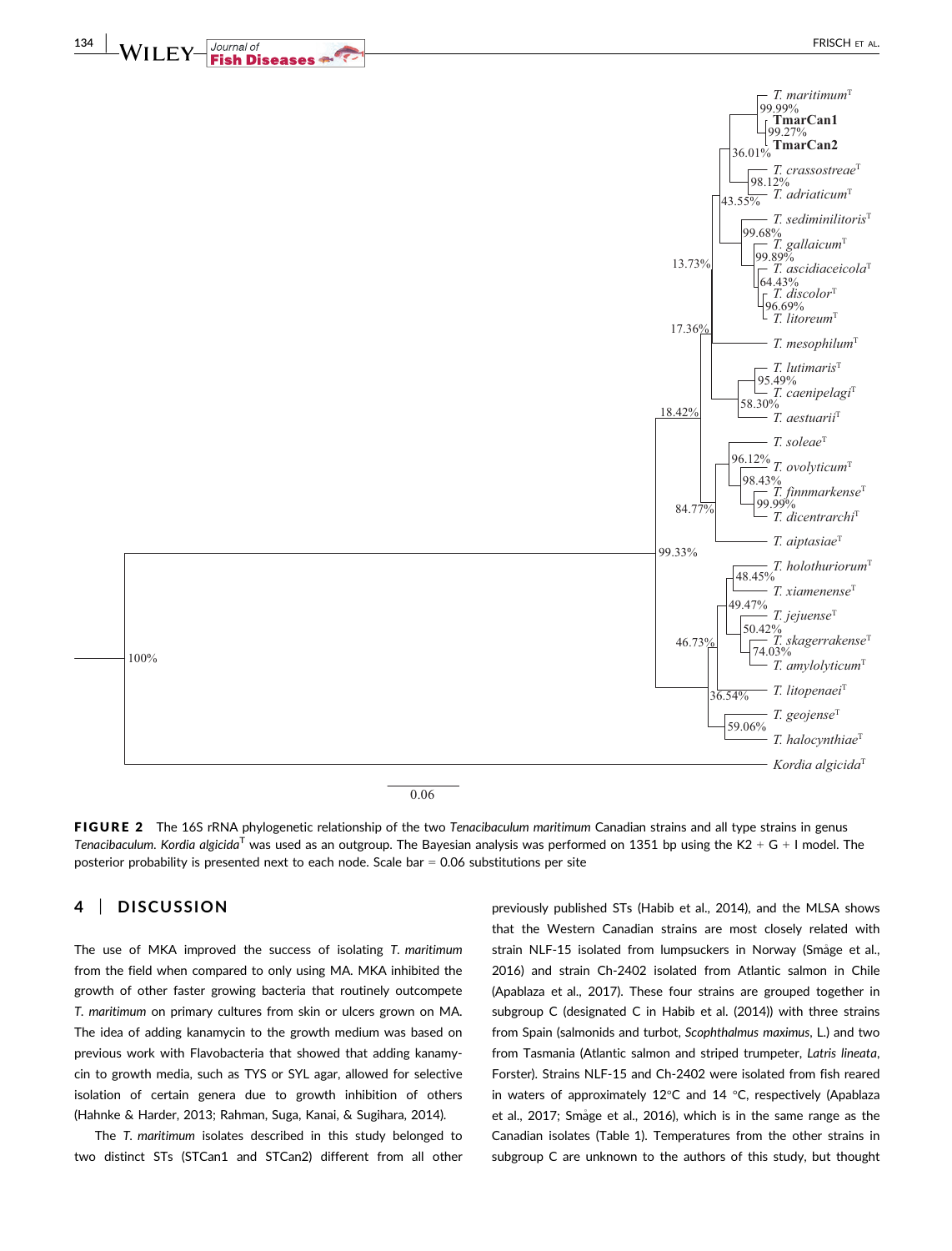FIGURE 2 The 16S rRNA phylogenetic relationship of the two *Tenacibaculum maritimum* Canadian strains and all type strains in genus *Tenacibaculum*. *Kordia algicida*[T] was used as an outgroup. The Bayesian analysis was performed on 1351 bp using the K2 + G + I model. The posterior probability is presented next to each node. Scale bar = 0.06 substitutions per site

## 4 | DISCUSSION

The use of MKA improved the success of isolating *T. maritimum* from the field when compared to only using MA. MKA inhibited the growth of other faster growing bacteria that routinely outcompete *T. maritimum* on primary cultures from skin or ulcers grown on MA. The idea of adding kanamycin to the growth medium was based on previous work with Flavobacteria that showed that adding kanamycin to growth media, such as TYS or SYL agar, allowed for selective isolation of certain genera due to growth inhibition of others (Hahnke & Harder, 2013; Rahman, Suga, Kanai, & Sugihara, 2014).

The *T. maritimum* isolates described in this study belonged to two distinct STs (STCan1 and STCan2) different from all other previously published STs (Habib et al., 2014), and the MLSA shows that the Western Canadian strains are most closely related with strain NLF-15 isolated from lumpsuckers in Norway (Småge et al., 2016) and strain Ch-2402 isolated from Atlantic salmon in Chile (Apablaza et al., 2017). These four strains are grouped together in subgroup C (designated C in Habib et al. (2014)) with three strains from Spain (salmonids and turbot, *Scophthalmus maximus*, L.) and two from Tasmania (Atlantic salmon and striped trumpeter, *Latris lineata*, Forster). Strains NLF-15 and Ch-2402 were isolated from fish reared in waters of approximately 12°C and 14 °C, respectively (Apablaza et al., 2017; Småge et al., 2016), which is in the same range as the Canadian isolates (Table 1). Temperatures from the other strains in subgroup C are unknown to the authors of this study, but thought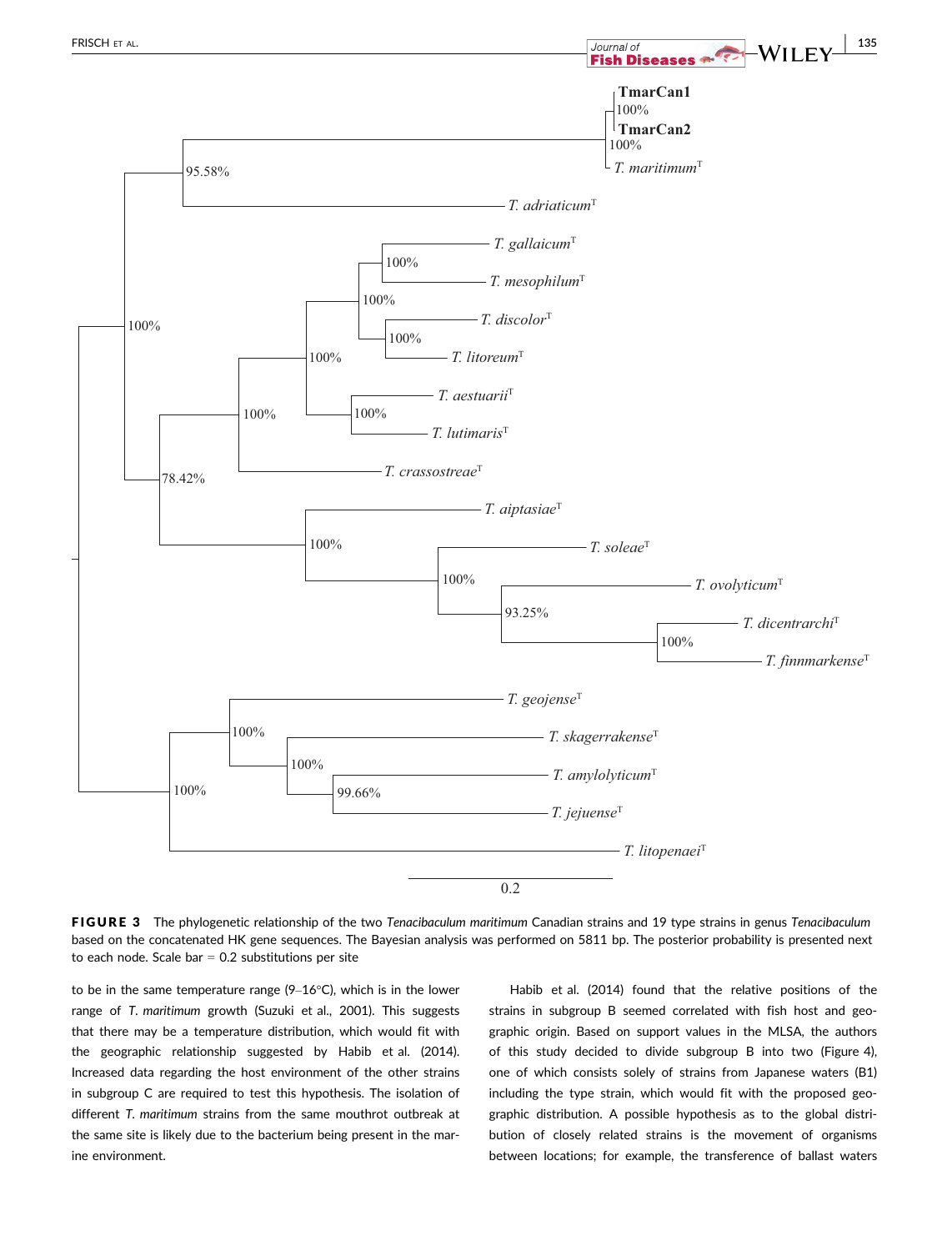**FIGURE 3** The phylogenetic relationship of the two *Tenacibaculum maritimum* Canadian strains and 19 type strains in genus *Tenacibaculum* based on the concatenated HK gene sequences. The Bayesian analysis was performed on 5811 bp. The posterior probability is presented next to each node. Scale bar = 0.2 substitutions per site

to be in the same temperature range (9–16°C), which is in the lower range of *T. maritimum* growth (Suzuki et al., 2001). This suggests that there may be a temperature distribution, which would fit with the geographic relationship suggested by Habib et al. (2014). Increased data regarding the host environment of the other strains in subgroup C are required to test this hypothesis. The isolation of different *T. maritimum* strains from the same mouthrot outbreak at the same site is likely due to the bacterium being present in the marine environment.

Habib et al. (2014) found that the relative positions of the strains in subgroup B seemed correlated with fish host and geographic origin. Based on support values in the MLSA, the authors of this study decided to divide subgroup B into two (Figure 4), one of which consists solely of strains from Japanese waters (B1) including the type strain, which would fit with the proposed geographic distribution. A possible hypothesis as to the global distribution of closely related strains is the movement of organisms between locations; for example, the transference of ballast waters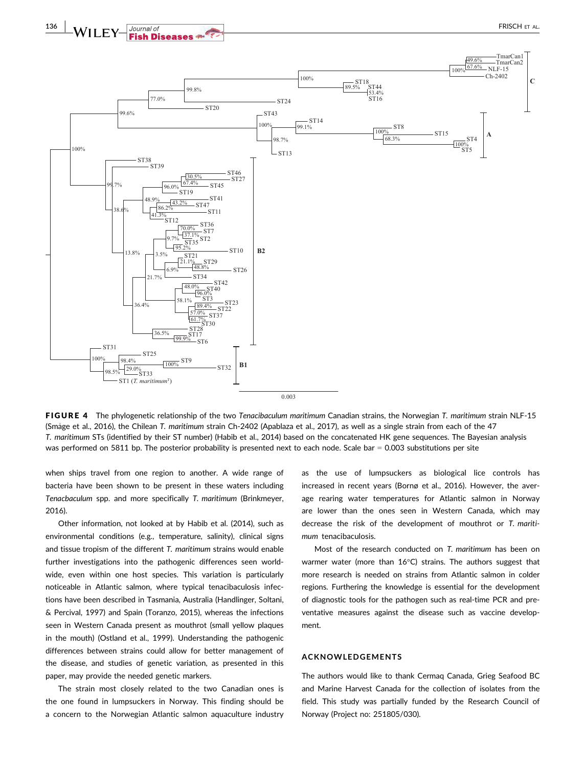**FIGURE 4** The phylogenetic relationship of the two *Tenacibaculum maritimum* Canadian strains, the Norwegian *T. maritimum* strain NLF-15 (Småge et al., 2016), the Chilean *T. maritimum* strain Ch-2402 (Apablaza et al., 2017), as well as a single strain from each of the 47 *T. maritimum* STs (identified by their ST number) (Habib et al., 2014) based on the concatenated HK gene sequences. The Bayesian analysis was performed on 5811 bp. The posterior probability is presented next to each node. Scale bar = 0.003 substitutions per site

when ships travel from one region to another. A wide range of bacteria have been shown to be present in these waters including *Tenacbaculum* spp. and more specifically *T. maritimum* (Brinkmeyer, 2016).

Other information, not looked at by Habib et al. (2014), such as environmental conditions (e.g., temperature, salinity), clinical signs and tissue tropism of the different *T. maritimum* strains would enable further investigations into the pathogenic differences seen worldwide, even within one host species. This variation is particularly noticeable in Atlantic salmon, where typical tenacibaculosis infections have been described in Tasmania, Australia (Handlinger, Soltani, & Percival, 1997) and Spain (Toranzo, 2015), whereas the infections seen in Western Canada present as mouthrot (small yellow plaques in the mouth) (Ostland et al., 1999). Understanding the pathogenic differences between strains could allow for better management of the disease, and studies of genetic variation, as presented in this paper, may provide the needed genetic markers.

The strain most closely related to the two Canadian ones is the one found in lumpsuckers in Norway. This finding should be a concern to the Norwegian Atlantic salmon aquaculture industry as the use of lumpsuckers as biological lice controls has increased in recent years (Bornø et al., 2016). However, the average rearing water temperatures for Atlantic salmon in Norway are lower than the ones seen in Western Canada, which may decrease the risk of the development of mouthrot or *T. maritimum* tenacibaculosis.

Most of the research conducted on *T. maritimum* has been on warmer water (more than 16°C) strains. The authors suggest that more research is needed on strains from Atlantic salmon in colder regions. Furthering the knowledge is essential for the development of diagnostic tools for the pathogen such as real-time PCR and preventative measures against the disease such as vaccine development.

## ACKNOWLEDGEMENTS

The authors would like to thank Cermaq Canada, Grieg Seafood BC and Marine Harvest Canada for the collection of isolates from the field. This study was partially funded by the Research Council of Norway (Project no: 251805/030).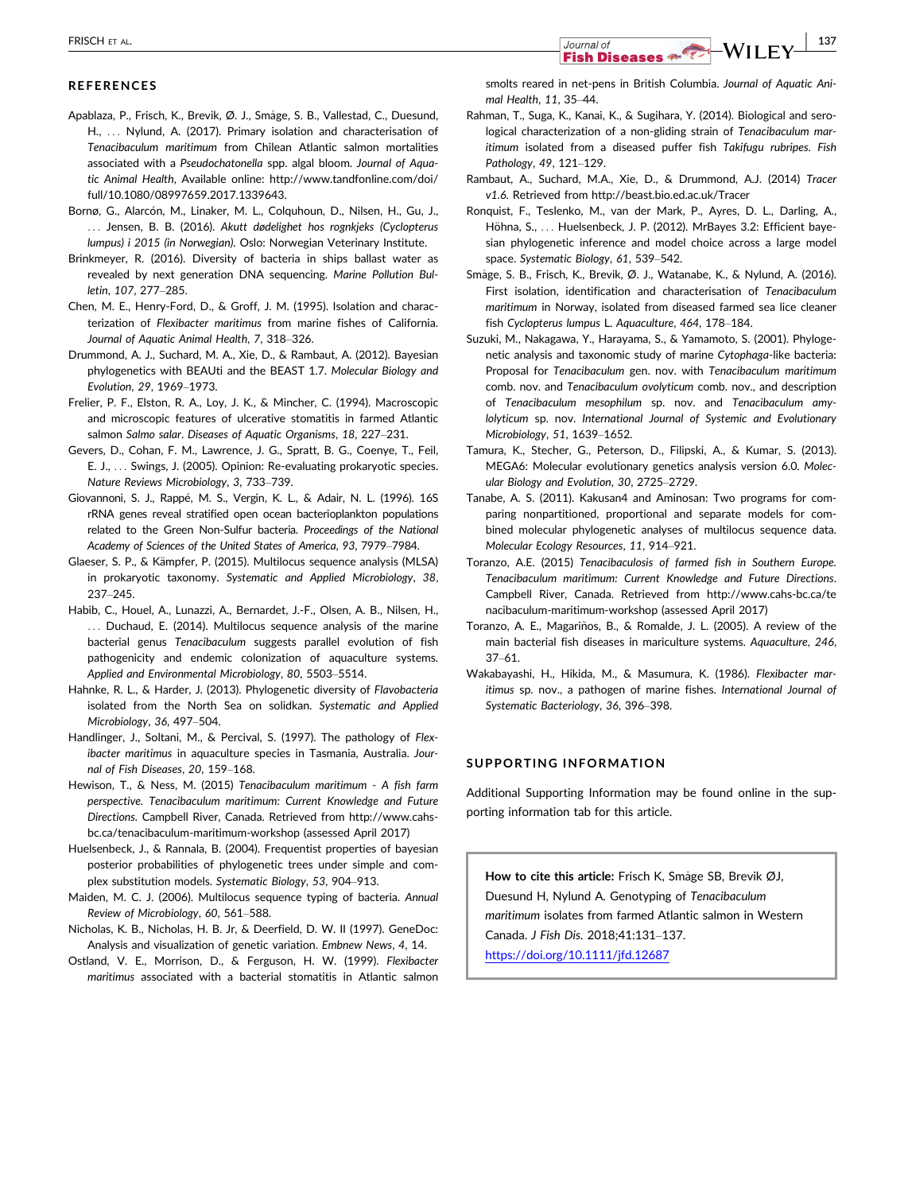## REFERENCES

Apablaza, P., Frisch, K., Brevik, Ø. J., Småge, S. B., Vallestad, C., Duesund, H., ... Nylund, A. (2017). Primary isolation and characterisation of *Tenacibaculum maritimum* from Chilean Atlantic salmon mortalities associated with a *Pseudochatonella* spp. algal bloom. *Journal of Aquatic Animal Health*, Available online: http://www.tandfonline.com/doi/full/10.1080/08997659.2017.1339643.

Bornø, G., Alarcón, M., Linaker, M. L., Colquhoun, D., Nilsen, H., Gu, J., ... Jensen, B. B. (2016). *Akutt dødelighet hos rognkjeks (Cyclopterus lumpus) i 2015 (in Norwegian)*. Oslo: Norwegian Veterinary Institute.

Brinkmeyer, R. (2016). Diversity of bacteria in ships ballast water as revealed by next generation DNA sequencing. *Marine Pollution Bulletin*, *107*, 277–285.

Chen, M. E., Henry-Ford, D., & Groff, J. M. (1995). Isolation and characterization of *Flexibacter maritimus* from marine fishes of California. *Journal of Aquatic Animal Health*, *7*, 318–326.

Drummond, A. J., Suchard, M. A., Xie, D., & Rambaut, A. (2012). Bayesian phylogenetics with BEAUti and the BEAST 1.7. *Molecular Biology and Evolution*, *29*, 1969–1973.

Frelier, P. F., Elston, R. A., Loy, J. K., & Mincher, C. (1994). Macroscopic and microscopic features of ulcerative stomatitis in farmed Atlantic salmon *Salmo salar*. *Diseases of Aquatic Organisms*, *18*, 227–231.

Gevers, D., Cohan, F. M., Lawrence, J. G., Spratt, B. G., Coenye, T., Feil, E. J., ... Swings, J. (2005). Opinion: Re-evaluating prokaryotic species. *Nature Reviews Microbiology*, *3*, 733–739.

Giovannoni, S. J., Rappé, M. S., Vergin, K. L., & Adair, N. L. (1996). 16S rRNA genes reveal stratified open ocean bacterioplankton populations related to the Green Non-Sulfur bacteria. *Proceedings of the National Academy of Sciences of the United States of America*, *93*, 7979–7984.

Glaeser, S. P., & Kämpfer, P. (2015). Multilocus sequence analysis (MLSA) in prokaryotic taxonomy. *Systematic and Applied Microbiology*, *38*, 237–245.

Habib, C., Houel, A., Lunazzi, A., Bernardet, J.-F., Olsen, A. B., Nilsen, H., ... Duchaud, E. (2014). Multilocus sequence analysis of the marine bacterial genus *Tenacibaculum* suggests parallel evolution of fish pathogenicity and endemic colonization of aquaculture systems. *Applied and Environmental Microbiology*, *80*, 5503–5514.

Hahnke, R. L., & Harder, J. (2013). Phylogenetic diversity of *Flavobacteria* isolated from the North Sea on solidkan. *Systematic and Applied Microbiology*, *36*, 497–504.

Handlinger, J., Soltani, M., & Percival, S. (1997). The pathology of *Flexibacter maritimus* in aquaculture species in Tasmania, Australia. *Journal of Fish Diseases*, *20*, 159–168.

Hewison, T., & Ness, M. (2015) *Tenacibaculum maritimum - A fish farm perspective. Tenacibaculum maritimum: Current Knowledge and Future Directions*. Campbell River, Canada. Retrieved from http://www.cahs-bc.ca/tenacibaculum-maritimum-workshop (assessed April 2017)

Huelsenbeck, J., & Rannala, B. (2004). Frequentist properties of bayesian posterior probabilities of phylogenetic trees under simple and complex substitution models. *Systematic Biology*, *53*, 904–913.

Maiden, M. C. J. (2006). Multilocus sequence typing of bacteria. *Annual Review of Microbiology*, *60*, 561–588.

Nicholas, K. B., Nicholas, H. B. Jr, & Deerfield, D. W. II (1997). GeneDoc: Analysis and visualization of genetic variation. *Embnew News*, *4*, 14.

Ostland, V. E., Morrison, D., & Ferguson, H. W. (1999). *Flexibacter maritimus* associated with a bacterial stomatitis in Atlantic salmon smolts reared in net-pens in British Columbia. *Journal of Aquatic Animal Health*, *11*, 35–44.

Rahman, T., Suga, K., Kanai, K., & Sugihara, Y. (2014). Biological and serological characterization of a non-gliding strain of *Tenacibaculum maritimum* isolated from a diseased puffer fish *Takifugu rubripes*. *Fish Pathology*, *49*, 121–129.

Rambaut, A., Suchard, M.A., Xie, D., & Drummond, A.J. (2014) *Tracer v1.6*. Retrieved from http://beast.bio.ed.ac.uk/Tracer

Ronquist, F., Teslenko, M., van der Mark, P., Ayres, D. L., Darling, A., Höhna, S., ... Huelsenbeck, J. P. (2012). MrBayes 3.2: Efficient bayesian phylogenetic inference and model choice across a large model space. *Systematic Biology*, *61*, 539–542.

Småge, S. B., Frisch, K., Brevik, Ø. J., Watanabe, K., & Nylund, A. (2016). First isolation, identification and characterisation of *Tenacibaculum maritimum* in Norway, isolated from diseased farmed sea lice cleaner fish *Cyclopterus lumpus* L. *Aquaculture*, *464*, 178–184.

Suzuki, M., Nakagawa, Y., Harayama, S., & Yamamoto, S. (2001). Phylogenetic analysis and taxonomic study of marine *Cytophaga*-like bacteria: Proposal for *Tenacibaculum* gen. nov. with *Tenacibaculum maritimum* comb. nov. and *Tenacibaculum ovolyticum* comb. nov., and description of *Tenacibaculum mesophilum* sp. nov. and *Tenacibaculum amylolyticum* sp. nov. *International Journal of Systemic and Evolutionary Microbiology*, *51*, 1639–1652.

Tamura, K., Stecher, G., Peterson, D., Filipski, A., & Kumar, S. (2013). MEGA6: Molecular evolutionary genetics analysis version 6.0. *Molecular Biology and Evolution*, *30*, 2725–2729.

Tanabe, A. S. (2011). Kakusan4 and Aminosan: Two programs for comparing nonpartitioned, proportional and separate models for combined molecular phylogenetic analyses of multilocus sequence data. *Molecular Ecology Resources*, *11*, 914–921.

Toranzo, A.E. (2015) *Tenacibaculosis of farmed fish in Southern Europe. Tenacibaculum maritimum: Current Knowledge and Future Directions*. Campbell River, Canada. Retrieved from http://www.cahs-bc.ca/tenacibaculum-maritimum-workshop (assessed April 2017)

Toranzo, A. E., Magariños, B., & Romalde, J. L. (2005). A review of the main bacterial fish diseases in mariculture systems. *Aquaculture*, *246*, 37–61.

Wakabayashi, H., Hikida, M., & Masumura, K. (1986). *Flexibacter maritimus* sp. nov., a pathogen of marine fishes. *International Journal of Systematic Bacteriology*, *36*, 396–398.

## SUPPORTING INFORMATION

Additional Supporting Information may be found online in the supporting information tab for this article.

**How to cite this article:** Frisch K, Småge SB, Brevik ØJ, Duesund H, Nylund A. Genotyping of *Tenacibaculum maritimum* isolates from farmed Atlantic salmon in Western Canada. *J Fish Dis*. 2018;41:131–137. https://doi.org/10.1111/jfd.12687